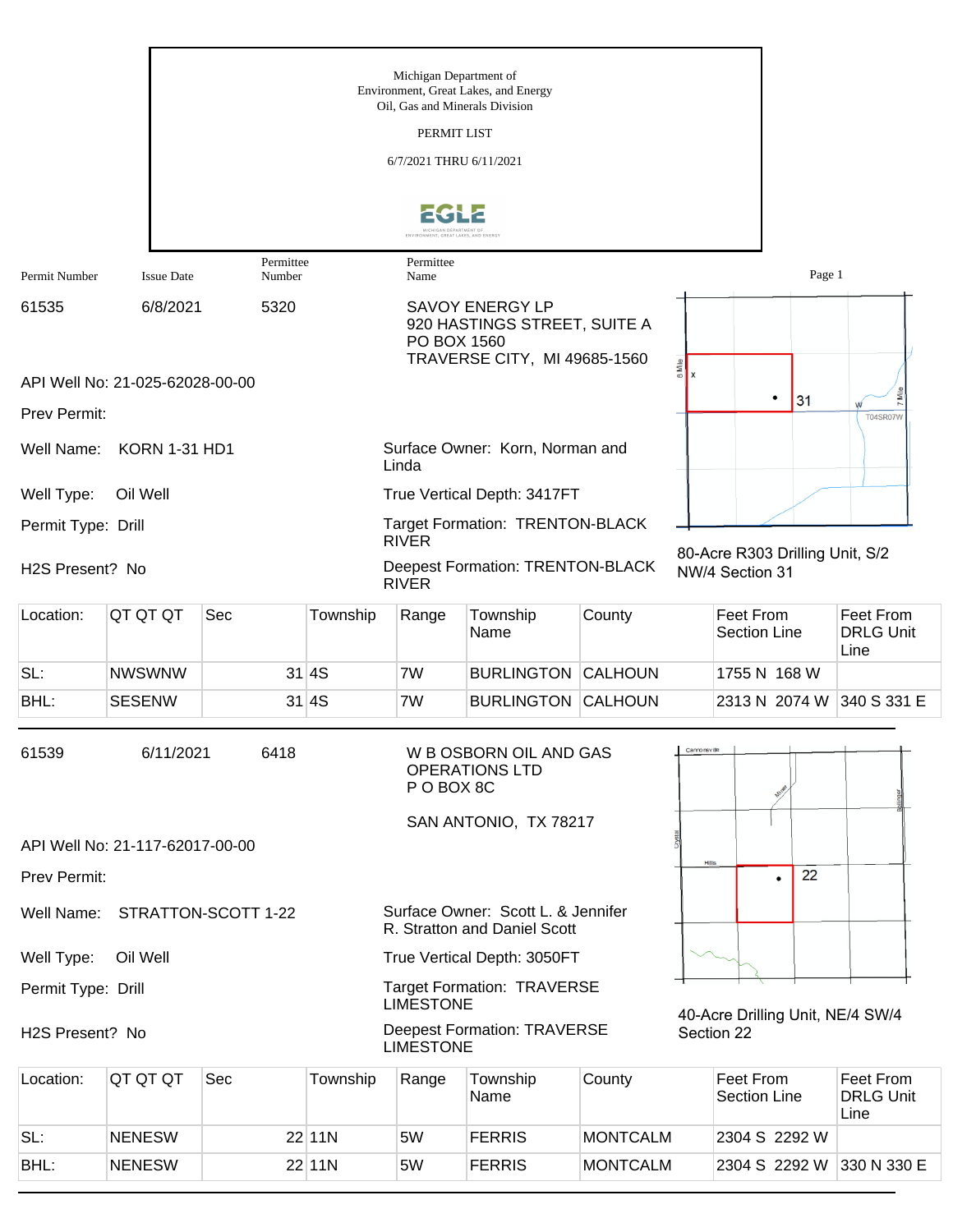Michigan Department of
Environment, Great Lakes, and Energy
Oil, Gas and Minerals Division

PERMIT LIST

6/7/2021 THRU 6/11/2021

| Permit Number | Issue Date | Permittee Number | Permittee Name |
|---|---|---|---|
| 61535 | 6/8/2021 | 5320 | SAVOY ENERGY LP<br>920 HASTINGS STREET, SUITE A<br>PO BOX 1560<br>TRAVERSE CITY, MI 49685-1560 |

API Well No: 21-025-62028-00-00

Prev Permit:

Well Name: KORN 1-31 HD1

Well Type: Oil Well

Permit Type: Drill

H2S Present? No

Surface Owner: Korn, Norman and Linda

True Vertical Depth: 3417FT

Target Formation: TRENTON-BLACK RIVER

Deepest Formation: TRENTON-BLACK RIVER

80-Acre R303 Drilling Unit, S/2 NW/4 Section 31

| Location: | QT QT QT | Sec | Township | Range | Township Name | County | Feet From Section Line | Feet From DRLG Unit Line |
|---|---|---|---|---|---|---|---|---|
| SL: | NWSWNW | 31 | 4S | 7W | BURLINGTON | CALHOUN | 1755 N 168 W | |
| BHL: | SESENW | 31 | 4S | 7W | BURLINGTON | CALHOUN | 2313 N 2074 W | 340 S 331 E |

---

| Permit Number | Issue Date | Permittee Number | Permittee Name |
|---|---|---|---|
| 61539 | 6/11/2021 | 6418 | W B OSBORN OIL AND GAS OPERATIONS LTD<br>P O BOX 8C<br>SAN ANTONIO, TX 78217 |

API Well No: 21-117-62017-00-00

Prev Permit:

Well Name: STRATTON-SCOTT 1-22

Well Type: Oil Well

Permit Type: Drill

H2S Present? No

Surface Owner: Scott L. & Jennifer R. Stratton and Daniel Scott

True Vertical Depth: 3050FT

Target Formation: TRAVERSE LIMESTONE

Deepest Formation: TRAVERSE LIMESTONE

40-Acre Drilling Unit, NE/4 SW/4 Section 22

| Location: | QT QT QT | Sec | Township | Range | Township Name | County | Feet From Section Line | Feet From DRLG Unit Line |
|---|---|---|---|---|---|---|---|---|
| SL: | NENESW | 22 | 11N | 5W | FERRIS | MONTCALM | 2304 S 2292 W | |
| BHL: | NENESW | 22 | 11N | 5W | FERRIS | MONTCALM | 2304 S 2292 W | 330 N 330 E |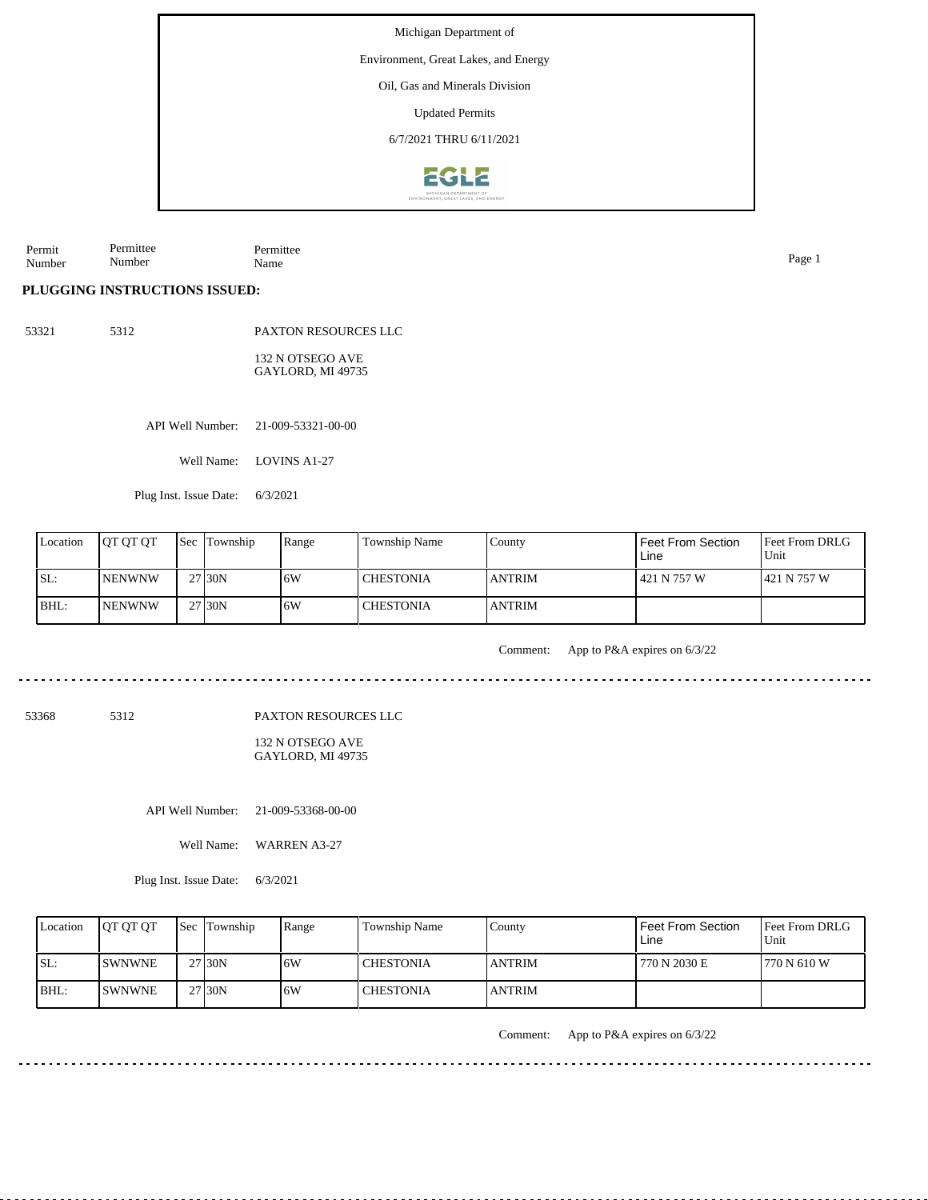Michigan Department of

Environment, Great Lakes, and Energy

Oil, Gas and Minerals Division

Updated Permits

6/7/2021 THRU 6/11/2021

| Permit Number | Permittee Number | Permittee Name |
|---|---|---|

**PLUGGING INSTRUCTIONS ISSUED:**

53321 5312 PAXTON RESOURCES LLC

132 N OTSEGO AVE
GAYLORD, MI 49735

API Well Number: 21-009-53321-00-00

Well Name: LOVINS A1-27

Plug Inst. Issue Date: 6/3/2021

| Location | QT QT QT | Sec | Township | Range | Township Name | County | Feet From Section Line | Feet From DRLG Unit |
|---|---|---|---|---|---|---|---|---|
| SL: | NENWNW | 27 | 30N | 6W | CHESTONIA | ANTRIM | 421 N 757 W | 421 N 757 W |
| BHL: | NENWNW | 27 | 30N | 6W | CHESTONIA | ANTRIM | | |

Comment: App to P&A expires on 6/3/22

---

53368 5312 PAXTON RESOURCES LLC

132 N OTSEGO AVE
GAYLORD, MI 49735

API Well Number: 21-009-53368-00-00

Well Name: WARREN A3-27

Plug Inst. Issue Date: 6/3/2021

| Location | QT QT QT | Sec | Township | Range | Township Name | County | Feet From Section Line | Feet From DRLG Unit |
|---|---|---|---|---|---|---|---|---|
| SL: | SWNWNE | 27 | 30N | 6W | CHESTONIA | ANTRIM | 770 N 2030 E | 770 N 610 W |
| BHL: | SWNWNE | 27 | 30N | 6W | CHESTONIA | ANTRIM | | |

Comment: App to P&A expires on 6/3/22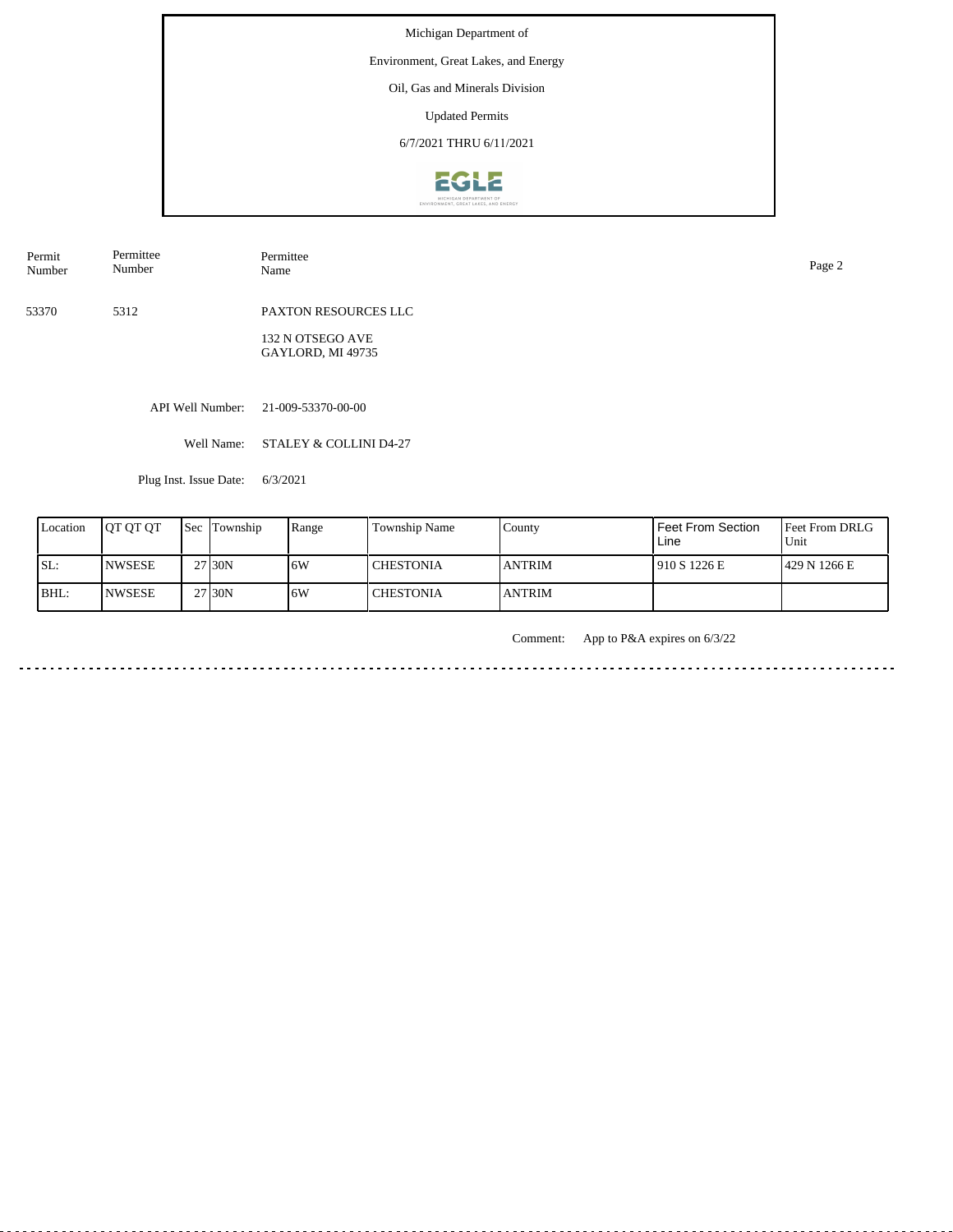Michigan Department of

Environment, Great Lakes, and Energy

Oil, Gas and Minerals Division

Updated Permits

6/7/2021 THRU 6/11/2021

| Permit Number | Permittee Number | Permittee Name |
|---|---|---|
| 53370 | 5312 | PAXTON RESOURCES LLC<br>132 N OTSEGO AVE<br>GAYLORD, MI 49735 |

API Well Number: 21-009-53370-00-00

Well Name: STALEY & COLLINI D4-27

Plug Inst. Issue Date: 6/3/2021

| Location | QT QT QT | Sec | Township | Range | Township Name | County | Feet From Section Line | Feet From DRLG Unit |
|---|---|---|---|---|---|---|---|---|
| SL: | NWSESE | 27 | 30N | 6W | CHESTONIA | ANTRIM | 910 S 1226 E | 429 N 1266 E |
| BHL: | NWSESE | 27 | 30N | 6W | CHESTONIA | ANTRIM | | |

Comment: App to P&A expires on 6/3/22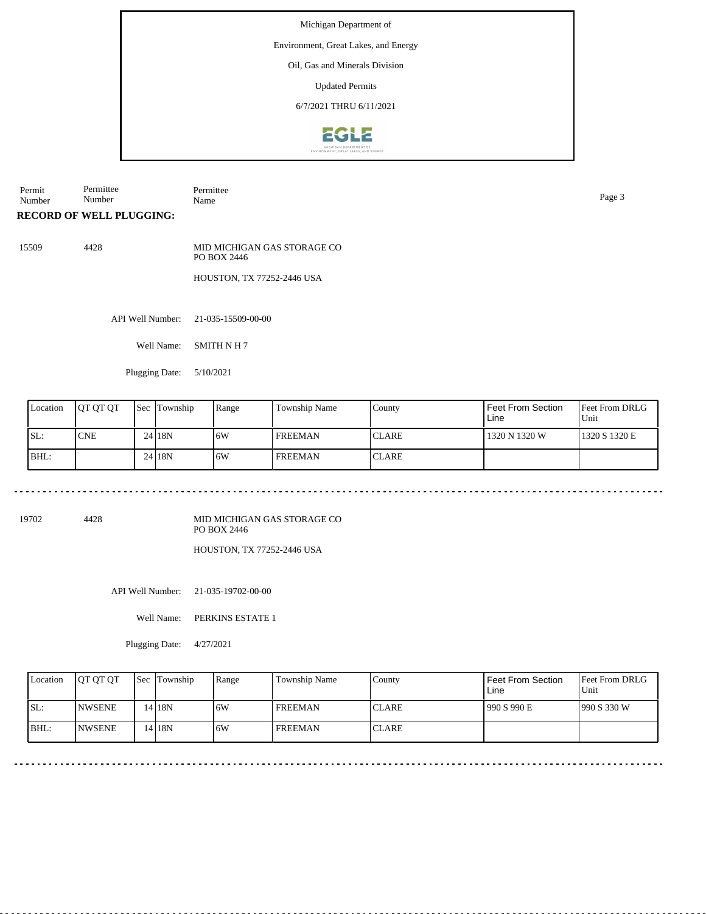Michigan Department of

Environment, Great Lakes, and Energy

Oil, Gas and Minerals Division

Updated Permits

6/7/2021 THRU 6/11/2021

| Permit Number | Permittee Number | Permittee Name |
|---|---|---|

**RECORD OF WELL PLUGGING:**

15509 &nbsp;&nbsp;&nbsp; 4428 &nbsp;&nbsp;&nbsp; MID MICHIGAN GAS STORAGE CO
PO BOX 2446

HOUSTON, TX 77252-2446 USA

API Well Number: 21-035-15509-00-00

Well Name: SMITH N H 7

Plugging Date: 5/10/2021

| Location | QT QT QT | Sec | Township | Range | Township Name | County | Feet From Section Line | Feet From DRLG Unit |
|---|---|---|---|---|---|---|---|---|
| SL: | CNE | 24 | 18N | 6W | FREEMAN | CLARE | 1320 N 1320 W | 1320 S 1320 E |
| BHL: | | 24 | 18N | 6W | FREEMAN | CLARE | | |

---

19702 &nbsp;&nbsp;&nbsp; 4428 &nbsp;&nbsp;&nbsp; MID MICHIGAN GAS STORAGE CO
PO BOX 2446

HOUSTON, TX 77252-2446 USA

API Well Number: 21-035-19702-00-00

Well Name: PERKINS ESTATE 1

Plugging Date: 4/27/2021

| Location | QT QT QT | Sec | Township | Range | Township Name | County | Feet From Section Line | Feet From DRLG Unit |
|---|---|---|---|---|---|---|---|---|
| SL: | NWSENE | 14 | 18N | 6W | FREEMAN | CLARE | 990 S 990 E | 990 S 330 W |
| BHL: | NWSENE | 14 | 18N | 6W | FREEMAN | CLARE | | |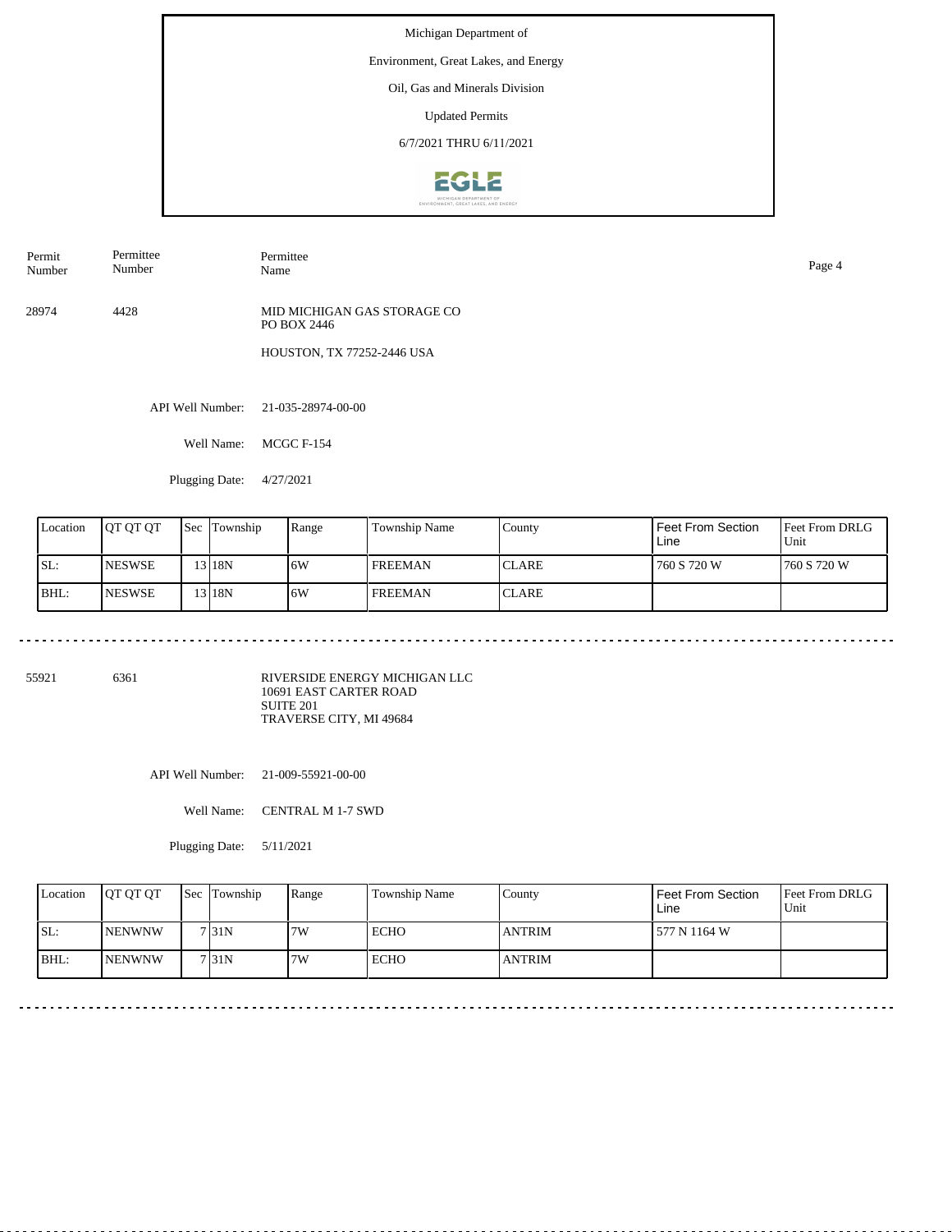Michigan Department of

Environment, Great Lakes, and Energy

Oil, Gas and Minerals Division

Updated Permits

6/7/2021 THRU 6/11/2021

| Permit Number | Permittee Number | Permittee Name |
|---|---|---|
| 28974 | 4428 | MID MICHIGAN GAS STORAGE CO<br>PO BOX 2446<br><br>HOUSTON, TX 77252-2446 USA |

API Well Number: 21-035-28974-00-00

Well Name: MCGC F-154

Plugging Date: 4/27/2021

| Location | QT QT QT | Sec | Township | Range | Township Name | County | Feet From Section Line | Feet From DRLG Unit |
|---|---|---|---|---|---|---|---|---|
| SL: | NESWSE | 13 | 18N | 6W | FREEMAN | CLARE | 760 S 720 W | 760 S 720 W |
| BHL: | NESWSE | 13 | 18N | 6W | FREEMAN | CLARE | | |

---

| Permit Number | Permittee Number | Permittee Name |
|---|---|---|
| 55921 | 6361 | RIVERSIDE ENERGY MICHIGAN LLC<br>10691 EAST CARTER ROAD<br>SUITE 201<br>TRAVERSE CITY, MI 49684 |

API Well Number: 21-009-55921-00-00

Well Name: CENTRAL M 1-7 SWD

Plugging Date: 5/11/2021

| Location | QT QT QT | Sec | Township | Range | Township Name | County | Feet From Section Line | Feet From DRLG Unit |
|---|---|---|---|---|---|---|---|---|
| SL: | NENWNW | 7 | 31N | 7W | ECHO | ANTRIM | 577 N 1164 W | |
| BHL: | NENWNW | 7 | 31N | 7W | ECHO | ANTRIM | | |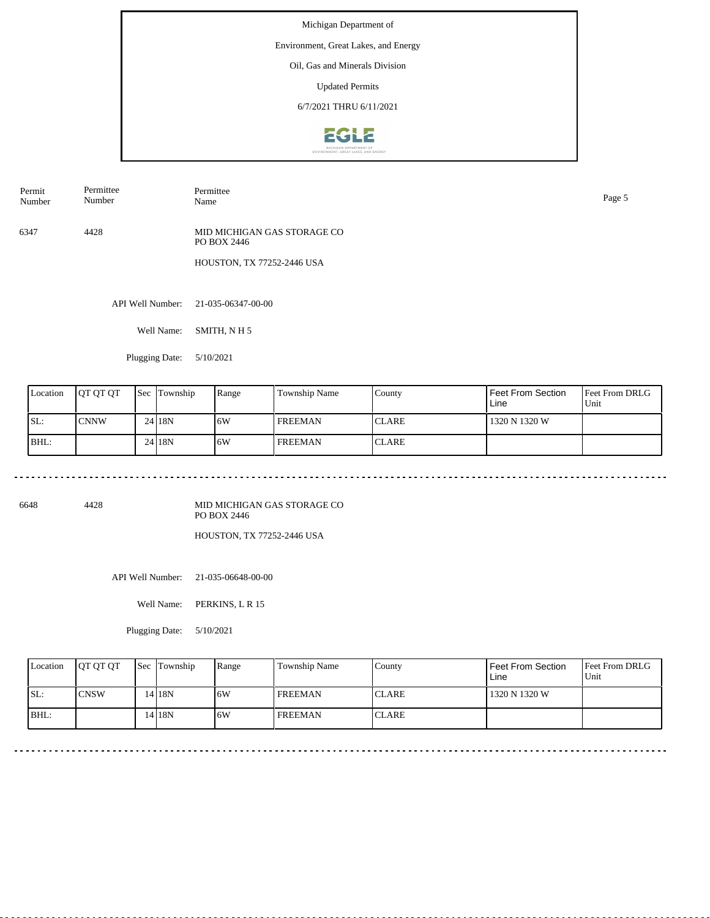Michigan Department of

Environment, Great Lakes, and Energy

Oil, Gas and Minerals Division

Updated Permits

6/7/2021 THRU 6/11/2021

| Permit Number | Permittee Number | Permittee Name |
|---|---|---|
| 6347 | 4428 | MID MICHIGAN GAS STORAGE CO<br>PO BOX 2446<br><br>HOUSTON, TX 77252-2446 USA |

API Well Number: 21-035-06347-00-00

Well Name: SMITH, N H 5

Plugging Date: 5/10/2021

| Location | QT QT QT | Sec | Township | Range | Township Name | County | Feet From Section Line | Feet From DRLG Unit |
|---|---|---|---|---|---|---|---|---|
| SL: | CNNW | 24 | 18N | 6W | FREEMAN | CLARE | 1320 N 1320 W | |
| BHL: | | 24 | 18N | 6W | FREEMAN | CLARE | | |

---

| Permit Number | Permittee Number | Permittee Name |
|---|---|---|
| 6648 | 4428 | MID MICHIGAN GAS STORAGE CO<br>PO BOX 2446<br><br>HOUSTON, TX 77252-2446 USA |

API Well Number: 21-035-06648-00-00

Well Name: PERKINS, L R 15

Plugging Date: 5/10/2021

| Location | QT QT QT | Sec | Township | Range | Township Name | County | Feet From Section Line | Feet From DRLG Unit |
|---|---|---|---|---|---|---|---|---|
| SL: | CNSW | 14 | 18N | 6W | FREEMAN | CLARE | 1320 N 1320 W | |
| BHL: | | 14 | 18N | 6W | FREEMAN | CLARE | | |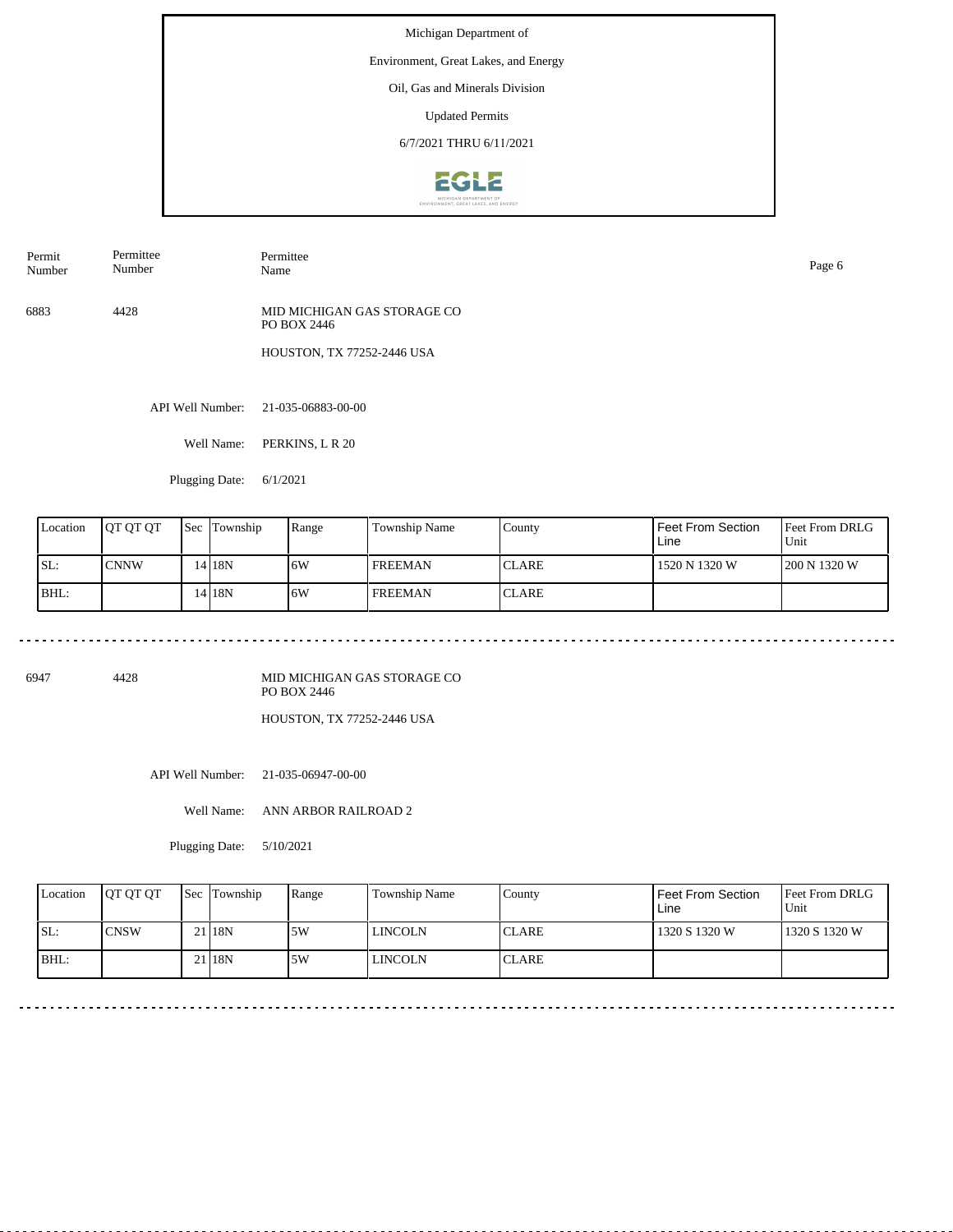Michigan Department of

Environment, Great Lakes, and Energy

Oil, Gas and Minerals Division

Updated Permits

6/7/2021 THRU 6/11/2021

| Permit Number | Permittee Number | Permittee Name |
|---|---|---|
| 6883 | 4428 | MID MICHIGAN GAS STORAGE CO<br>PO BOX 2446<br>HOUSTON, TX 77252-2446 USA |

API Well Number: 21-035-06883-00-00

Well Name: PERKINS, L R 20

Plugging Date: 6/1/2021

| Location | QT QT QT | Sec | Township | Range | Township Name | County | Feet From Section Line | Feet From DRLG Unit |
|---|---|---|---|---|---|---|---|---|
| SL: | CNNW | 14 | 18N | 6W | FREEMAN | CLARE | 1520 N 1320 W | 200 N 1320 W |
| BHL: | | 14 | 18N | 6W | FREEMAN | CLARE | | |

---

| Permit Number | Permittee Number | Permittee Name |
|---|---|---|
| 6947 | 4428 | MID MICHIGAN GAS STORAGE CO<br>PO BOX 2446<br>HOUSTON, TX 77252-2446 USA |

API Well Number: 21-035-06947-00-00

Well Name: ANN ARBOR RAILROAD 2

Plugging Date: 5/10/2021

| Location | QT QT QT | Sec | Township | Range | Township Name | County | Feet From Section Line | Feet From DRLG Unit |
|---|---|---|---|---|---|---|---|---|
| SL: | CNSW | 21 | 18N | 5W | LINCOLN | CLARE | 1320 S 1320 W | 1320 S 1320 W |
| BHL: | | 21 | 18N | 5W | LINCOLN | CLARE | | |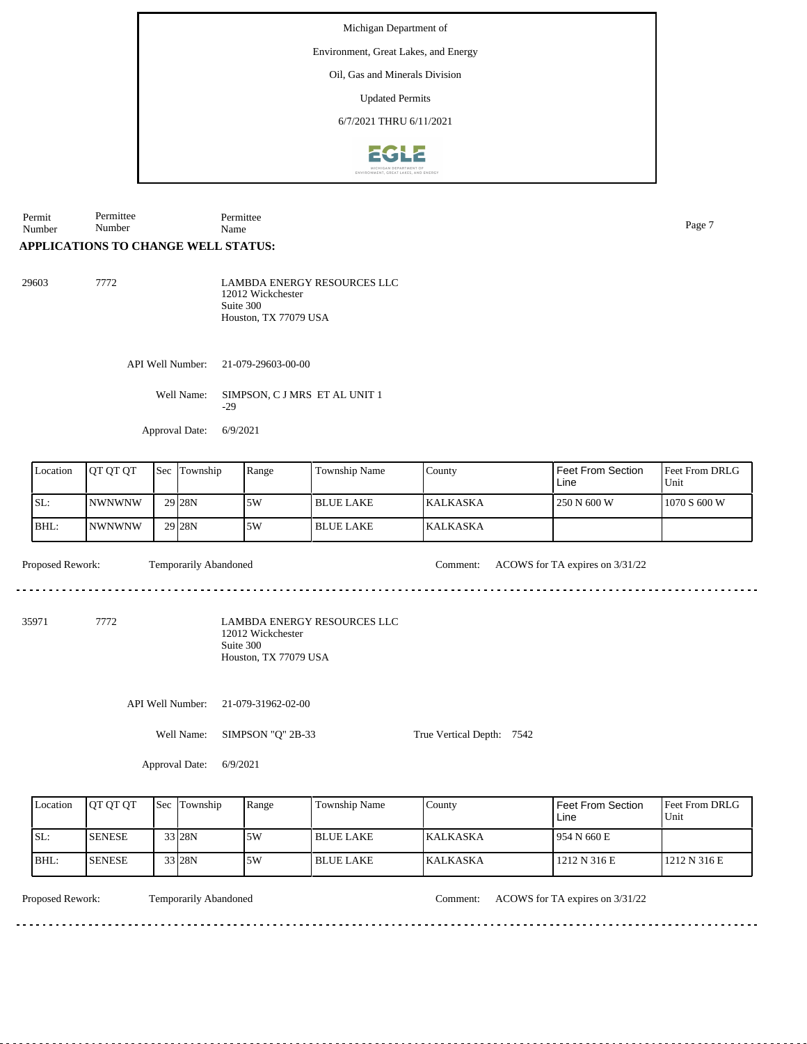Michigan Department of

Environment, Great Lakes, and Energy

Oil, Gas and Minerals Division

Updated Permits

6/7/2021 THRU 6/11/2021

| Permit Number | Permittee Number | Permittee Name |
|---|---|---|

**APPLICATIONS TO CHANGE WELL STATUS:**

29603 7772 LAMBDA ENERGY RESOURCES LLC
12012 Wickchester
Suite 300
Houston, TX 77079 USA

API Well Number: 21-079-29603-00-00

Well Name: SIMPSON, C J MRS ET AL UNIT 1 -29

Approval Date: 6/9/2021

| Location | QT QT QT | Sec | Township | Range | Township Name | County | Feet From Section Line | Feet From DRLG Unit |
|---|---|---|---|---|---|---|---|---|
| SL: | NWNWNW | 29 | 28N | 5W | BLUE LAKE | KALKASKA | 250 N 600 W | 1070 S 600 W |
| BHL: | NWNWNW | 29 | 28N | 5W | BLUE LAKE | KALKASKA | | |

Proposed Rework: Temporarily Abandoned

Comment: ACOWS for TA expires on 3/31/22

---

35971 7772 LAMBDA ENERGY RESOURCES LLC
12012 Wickchester
Suite 300
Houston, TX 77079 USA

API Well Number: 21-079-31962-02-00

Well Name: SIMPSON "Q" 2B-33

True Vertical Depth: 7542

Approval Date: 6/9/2021

| Location | QT QT QT | Sec | Township | Range | Township Name | County | Feet From Section Line | Feet From DRLG Unit |
|---|---|---|---|---|---|---|---|---|
| SL: | SENESE | 33 | 28N | 5W | BLUE LAKE | KALKASKA | 954 N 660 E | |
| BHL: | SENESE | 33 | 28N | 5W | BLUE LAKE | KALKASKA | 1212 N 316 E | 1212 N 316 E |

Proposed Rework: Temporarily Abandoned

Comment: ACOWS for TA expires on 3/31/22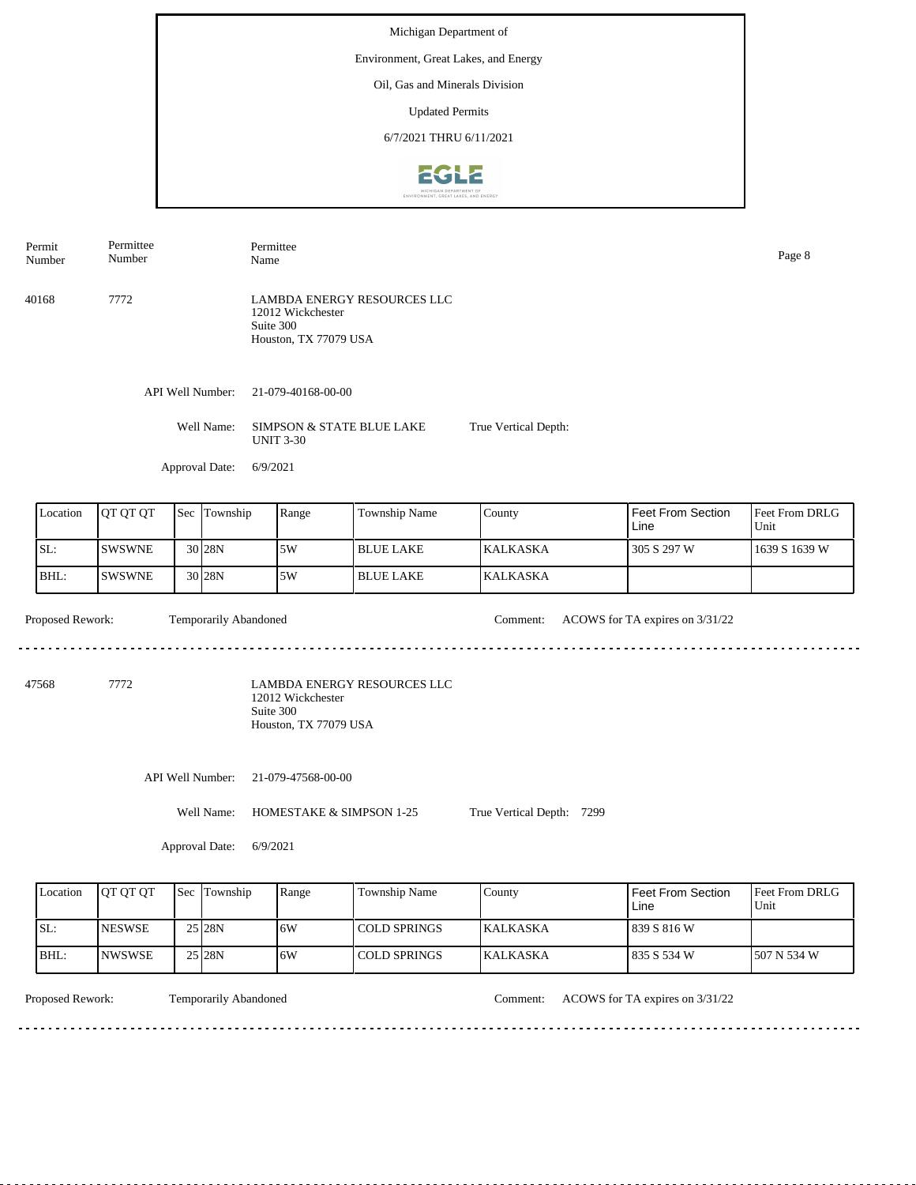Michigan Department of

Environment, Great Lakes, and Energy

Oil, Gas and Minerals Division

Updated Permits

6/7/2021 THRU 6/11/2021

| Permit Number | Permittee Number | Permittee Name |
|---|---|---|
| 40168 | 7772 | LAMBDA ENERGY RESOURCES LLC<br>12012 Wickchester<br>Suite 300<br>Houston, TX 77079 USA |

API Well Number: 21-079-40168-00-00

Well Name: SIMPSON & STATE BLUE LAKE UNIT 3-30

True Vertical Depth:

Approval Date: 6/9/2021

| Location | QT QT QT | Sec | Township | Range | Township Name | County | Feet From Section Line | Feet From DRLG Unit |
|---|---|---|---|---|---|---|---|---|
| SL: | SWSWNE | 30 | 28N | 5W | BLUE LAKE | KALKASKA | 305 S 297 W | 1639 S 1639 W |
| BHL: | SWSWNE | 30 | 28N | 5W | BLUE LAKE | KALKASKA | | |

Proposed Rework: Temporarily Abandoned

Comment: ACOWS for TA expires on 3/31/22

---

| Permit Number | Permittee Number | Permittee Name |
|---|---|---|
| 47568 | 7772 | LAMBDA ENERGY RESOURCES LLC<br>12012 Wickchester<br>Suite 300<br>Houston, TX 77079 USA |

API Well Number: 21-079-47568-00-00

Well Name: HOMESTAKE & SIMPSON 1-25

True Vertical Depth: 7299

Approval Date: 6/9/2021

| Location | QT QT QT | Sec | Township | Range | Township Name | County | Feet From Section Line | Feet From DRLG Unit |
|---|---|---|---|---|---|---|---|---|
| SL: | NESWSE | 25 | 28N | 6W | COLD SPRINGS | KALKASKA | 839 S 816 W | |
| BHL: | NWSWSE | 25 | 28N | 6W | COLD SPRINGS | KALKASKA | 835 S 534 W | 507 N 534 W |

Proposed Rework: Temporarily Abandoned

Comment: ACOWS for TA expires on 3/31/22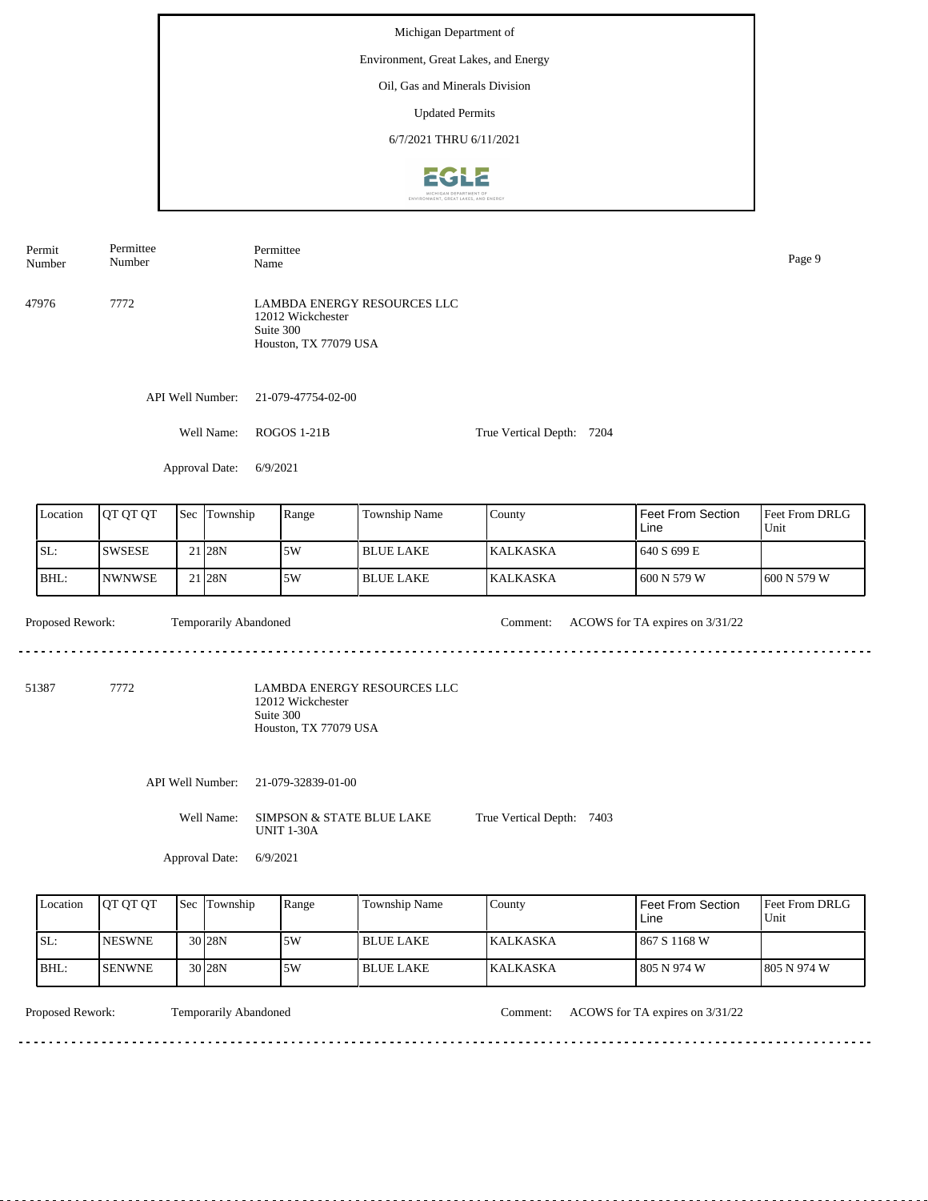Michigan Department of

Environment, Great Lakes, and Energy

Oil, Gas and Minerals Division

Updated Permits

6/7/2021 THRU 6/11/2021

| Permit Number | Permittee Number | Permittee Name |
|---|---|---|
| 47976 | 7772 | LAMBDA ENERGY RESOURCES LLC<br>12012 Wickchester<br>Suite 300<br>Houston, TX 77079 USA |

API Well Number: 21-079-47754-02-00

Well Name: ROGOS 1-21B

True Vertical Depth: 7204

Approval Date: 6/9/2021

| Location | QT QT QT | Sec | Township | Range | Township Name | County | Feet From Section Line | Feet From DRLG Unit |
|---|---|---|---|---|---|---|---|---|
| SL: | SWSESE | 21 | 28N | 5W | BLUE LAKE | KALKASKA | 640 S 699 E | |
| BHL: | NWNWSE | 21 | 28N | 5W | BLUE LAKE | KALKASKA | 600 N 579 W | 600 N 579 W |

Proposed Rework: Temporarily Abandoned

Comment: ACOWS for TA expires on 3/31/22

---

| Permit Number | Permittee Number | Permittee Name |
|---|---|---|
| 51387 | 7772 | LAMBDA ENERGY RESOURCES LLC<br>12012 Wickchester<br>Suite 300<br>Houston, TX 77079 USA |

API Well Number: 21-079-32839-01-00

Well Name: SIMPSON & STATE BLUE LAKE UNIT 1-30A

True Vertical Depth: 7403

Approval Date: 6/9/2021

| Location | QT QT QT | Sec | Township | Range | Township Name | County | Feet From Section Line | Feet From DRLG Unit |
|---|---|---|---|---|---|---|---|---|
| SL: | NESWNE | 30 | 28N | 5W | BLUE LAKE | KALKASKA | 867 S 1168 W | |
| BHL: | SENWNE | 30 | 28N | 5W | BLUE LAKE | KALKASKA | 805 N 974 W | 805 N 974 W |

Proposed Rework: Temporarily Abandoned

Comment: ACOWS for TA expires on 3/31/22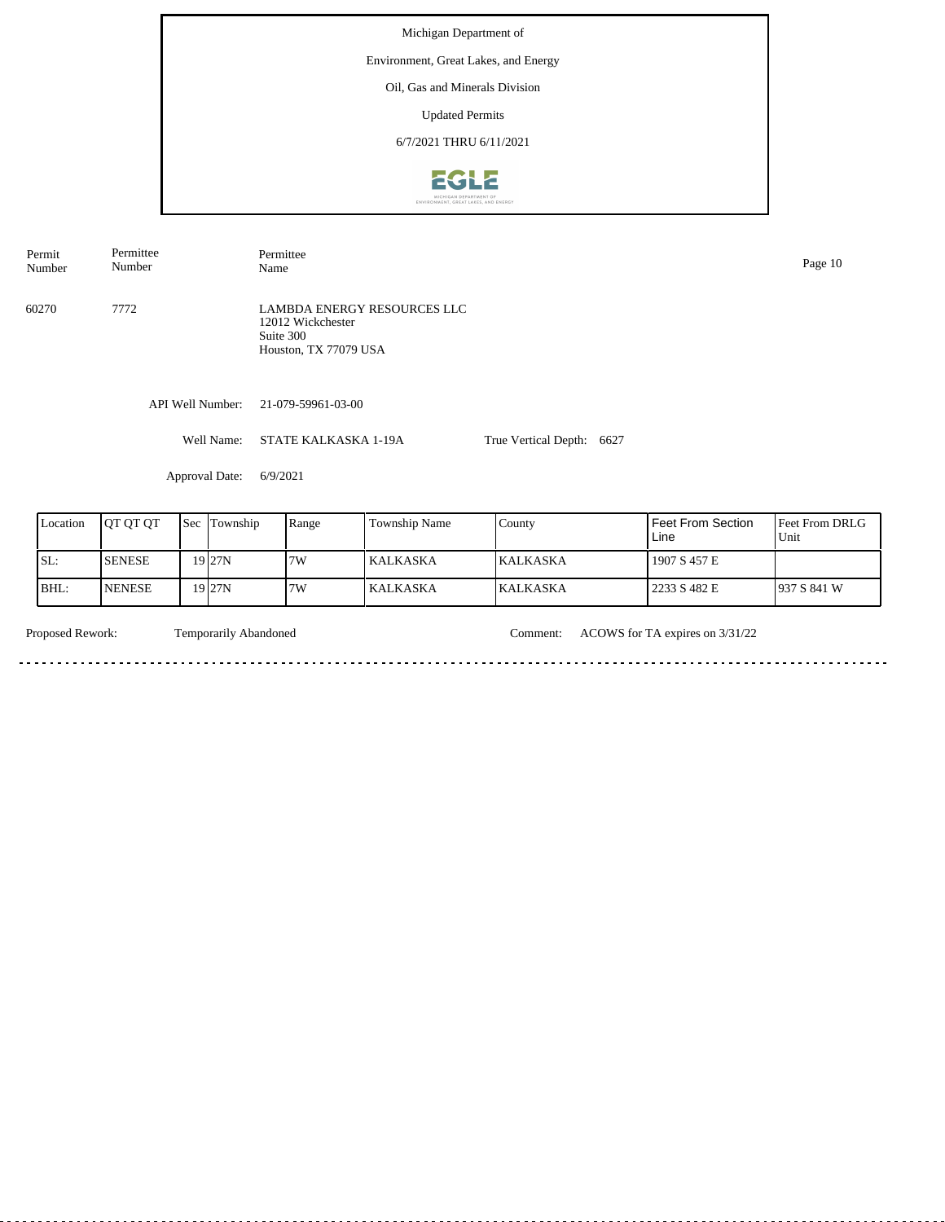Michigan Department of

Environment, Great Lakes, and Energy

Oil, Gas and Minerals Division

Updated Permits

6/7/2021 THRU 6/11/2021

| Permit Number | Permittee Number | Permittee Name |
|---|---|---|
| 60270 | 7772 | LAMBDA ENERGY RESOURCES LLC<br>12012 Wickchester<br>Suite 300<br>Houston, TX 77079 USA |

API Well Number: 21-079-59961-03-00

Well Name: STATE KALKASKA 1-19A  True Vertical Depth: 6627

Approval Date: 6/9/2021

| Location | QT QT QT | Sec | Township | Range | Township Name | County | Feet From Section Line | Feet From DRLG Unit |
|---|---|---|---|---|---|---|---|---|
| SL: | SENESE | 19 | 27N | 7W | KALKASKA | KALKASKA | 1907 S 457 E | |
| BHL: | NENESE | 19 | 27N | 7W | KALKASKA | KALKASKA | 2233 S 482 E | 937 S 841 W |

Proposed Rework: Temporarily Abandoned  Comment: ACOWS for TA expires on 3/31/22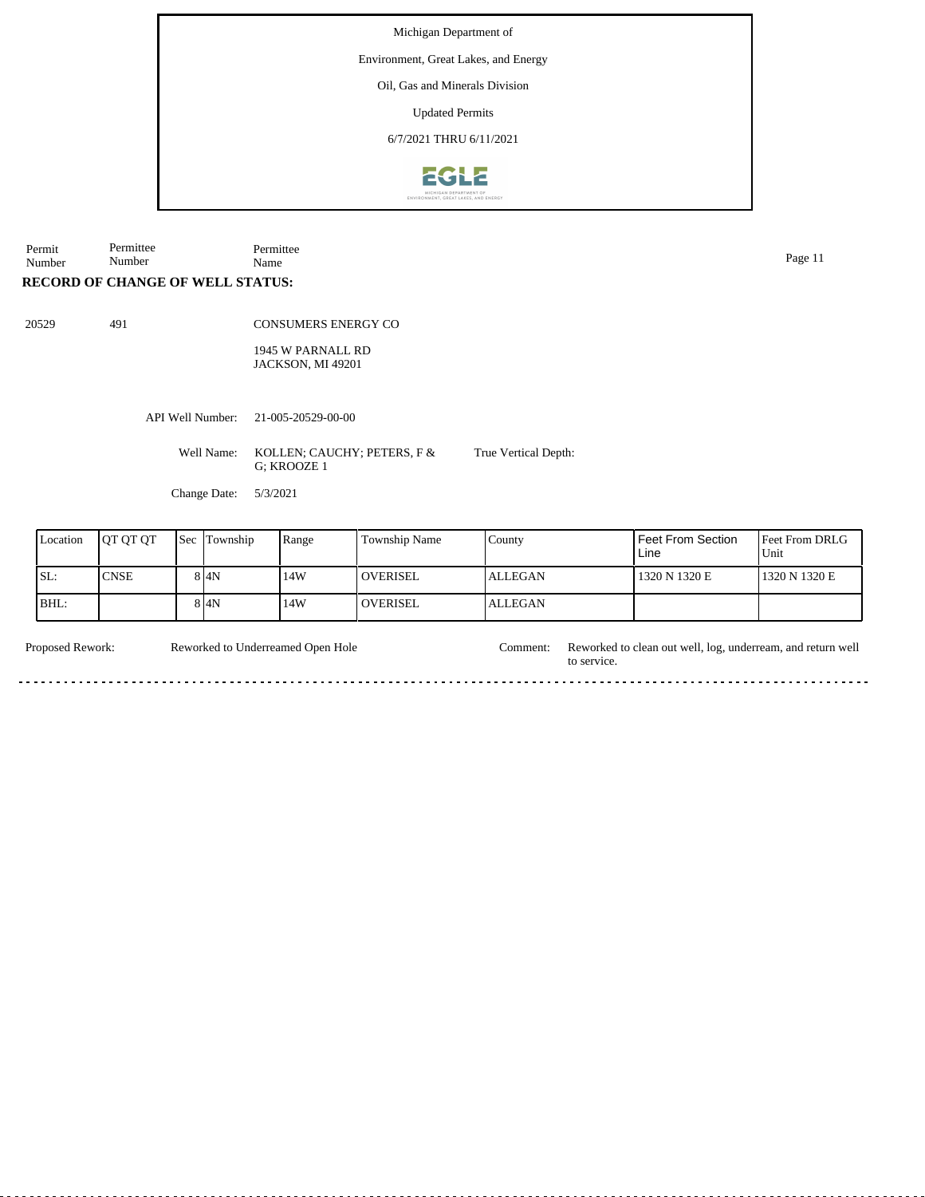Michigan Department of

Environment, Great Lakes, and Energy

Oil, Gas and Minerals Division

Updated Permits

6/7/2021 THRU 6/11/2021

Permit Number | Permittee Number | Permittee Name

**RECORD OF CHANGE OF WELL STATUS:**

20529 491 CONSUMERS ENERGY CO

1945 W PARNALL RD
JACKSON, MI 49201

API Well Number: 21-005-20529-00-00

Well Name: KOLLEN; CAUCHY; PETERS, F & G; KROOZE 1

True Vertical Depth:

Change Date: 5/3/2021

| Location | QT QT QT | Sec | Township | Range | Township Name | County | Feet From Section Line | Feet From DRLG Unit |
|---|---|---|---|---|---|---|---|---|
| SL: | CNSE | 8 | 4N | 14W | OVERISEL | ALLEGAN | 1320 N 1320 E | 1320 N 1320 E |
| BHL: | | 8 | 4N | 14W | OVERISEL | ALLEGAN | | |

Proposed Rework: Reworked to Underreamed Open Hole

Comment: Reworked to clean out well, log, underream, and return well to service.